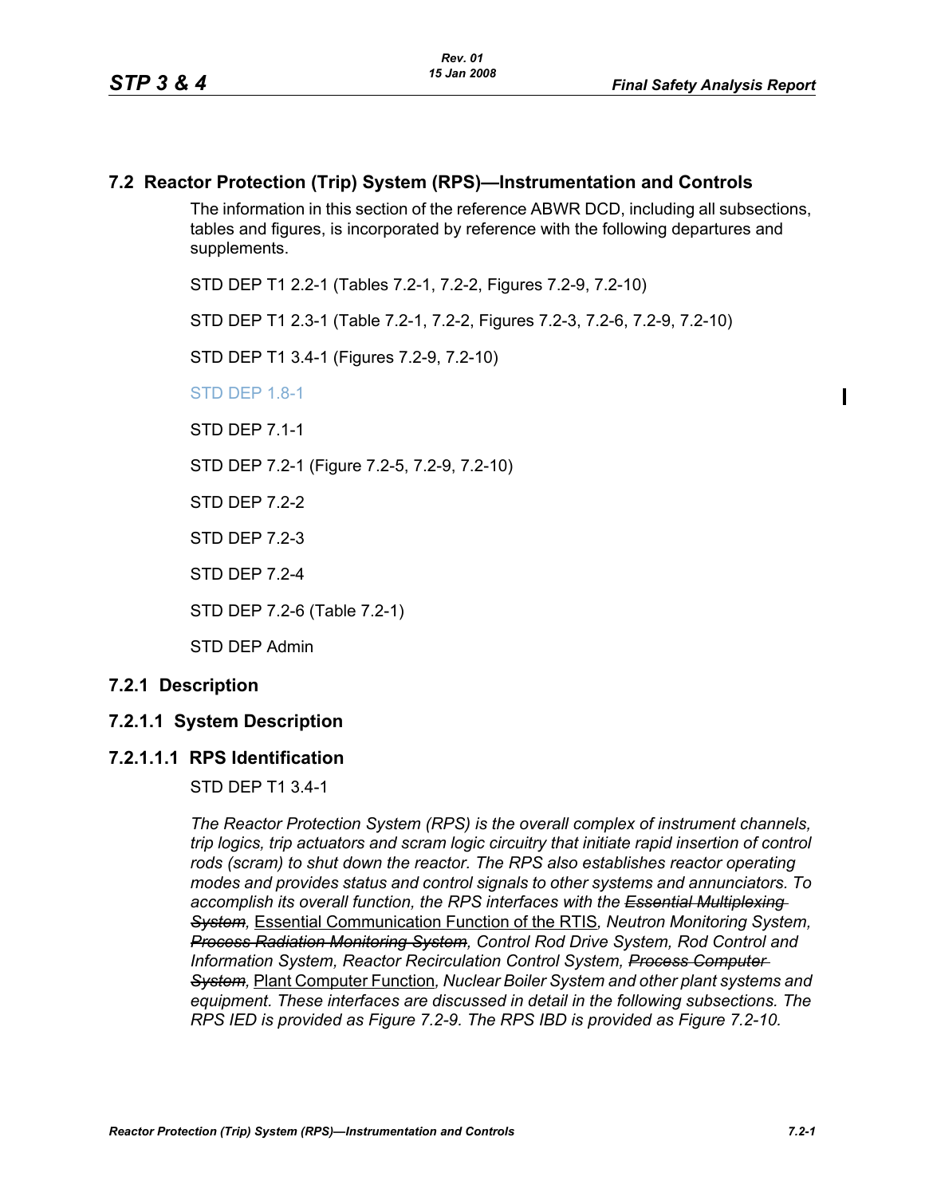## 7.2 Reactor Protection (Trip) System (RPS)—Instrumentation and Controls

The information in this section of the reference ABWR DCD, including all subsections, tables and figures, is incorporated by reference with the following departures and supplements.

STD DEP T1 2.2-1 (Tables 7.2-1, 7.2-2, Figures 7.2-9, 7.2-10)

STD DEP T1 2.3-1 (Table 7.2-1, 7.2-2, Figures 7.2-3, 7.2-6, 7.2-9, 7.2-10)

STD DEP T1 3.4-1 (Figures 7.2-9, 7.2-10)

STD DEP 1.8-1

STD DEP 7.1-1

STD DEP 7.2-1 (Figure 7.2-5, 7.2-9, 7.2-10)

STD DEP 7.2-2

STD DEP 7.2-3

STD DEP 7.2-4

STD DEP 7.2-6 (Table 7.2-1)

STD DEP Admin

### 7.2.1 Description

### 7.2.1.1 System Description

#### 7.2.1.1.1 RPS Identification

STD DEP T1 3.4-1

*The Reactor Protection System (RPS) is the overall complex of instrument channels, trip logics, trip actuators and scram logic circuitry that initiate rapid insertion of control rods (scram) to shut down the reactor. The RPS also establishes reactor operating modes and provides status and control signals to other systems and annunciators. To accomplish its overall function, the RPS interfaces with the ~~Essential Multiplexing System~~,* <u>Essential Communication Function of the RTIS</u>*, Neutron Monitoring System, ~~Process Radiation Monitoring System~~, Control Rod Drive System, Rod Control and Information System, Reactor Recirculation Control System, ~~Process Computer System~~,* <u>Plant Computer Function</u>*, Nuclear Boiler System and other plant systems and equipment. These interfaces are discussed in detail in the following subsections. The RPS IED is provided as Figure 7.2-9. The RPS IBD is provided as Figure 7.2-10.*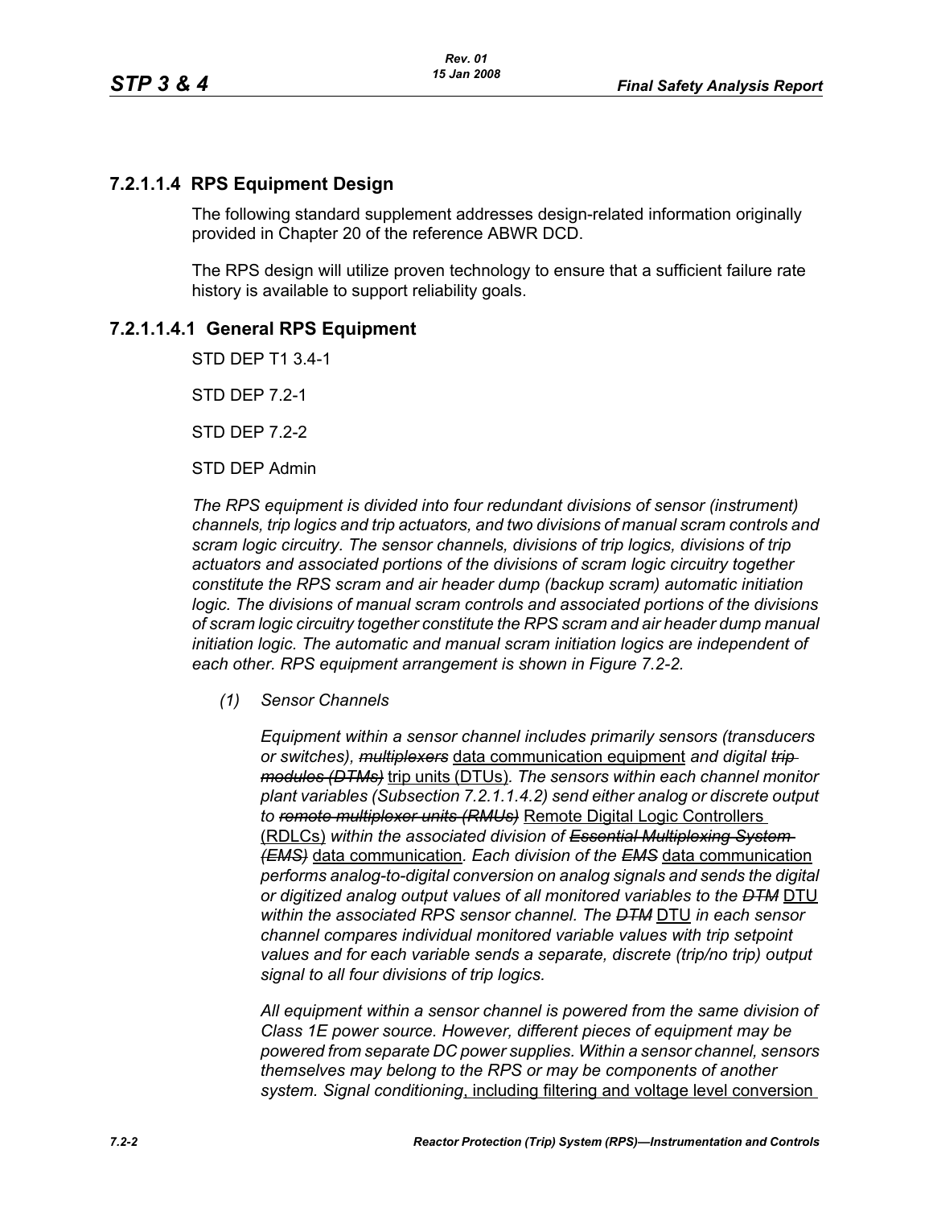## 7.2.1.1.4 RPS Equipment Design

The following standard supplement addresses design-related information originally provided in Chapter 20 of the reference ABWR DCD.

The RPS design will utilize proven technology to ensure that a sufficient failure rate history is available to support reliability goals.

### 7.2.1.1.4.1 General RPS Equipment

STD DEP T1 3.4-1

STD DEP 7.2-1

STD DEP 7.2-2

STD DEP Admin

*The RPS equipment is divided into four redundant divisions of sensor (instrument) channels, trip logics and trip actuators, and two divisions of manual scram controls and scram logic circuitry. The sensor channels, divisions of trip logics, divisions of trip actuators and associated portions of the divisions of scram logic circuitry together constitute the RPS scram and air header dump (backup scram) automatic initiation logic. The divisions of manual scram controls and associated portions of the divisions of scram logic circuitry together constitute the RPS scram and air header dump manual initiation logic. The automatic and manual scram initiation logics are independent of each other. RPS equipment arrangement is shown in Figure 7.2-2.*

*(1) Sensor Channels*

*Equipment within a sensor channel includes primarily sensors (transducers or switches), ~~multiplexers~~* data communication equipment *and digital ~~trip modules (DTMs)~~* trip units (DTUs)*. The sensors within each channel monitor plant variables (Subsection 7.2.1.1.4.2) send either analog or discrete output to ~~remote multiplexer units (RMUs)~~* Remote Digital Logic Controllers (RDLCs) *within the associated division of ~~Essential Multiplexing System (EMS)~~* data communication*. Each division of the ~~EMS~~* data communication *performs analog-to-digital conversion on analog signals and sends the digital or digitized analog output values of all monitored variables to the ~~DTM~~* DTU *within the associated RPS sensor channel. The ~~DTM~~* DTU *in each sensor channel compares individual monitored variable values with trip setpoint values and for each variable sends a separate, discrete (trip/no trip) output signal to all four divisions of trip logics.*

*All equipment within a sensor channel is powered from the same division of Class 1E power source. However, different pieces of equipment may be powered from separate DC power supplies. Within a sensor channel, sensors themselves may belong to the RPS or may be components of another system. Signal conditioning*, including filtering and voltage level conversion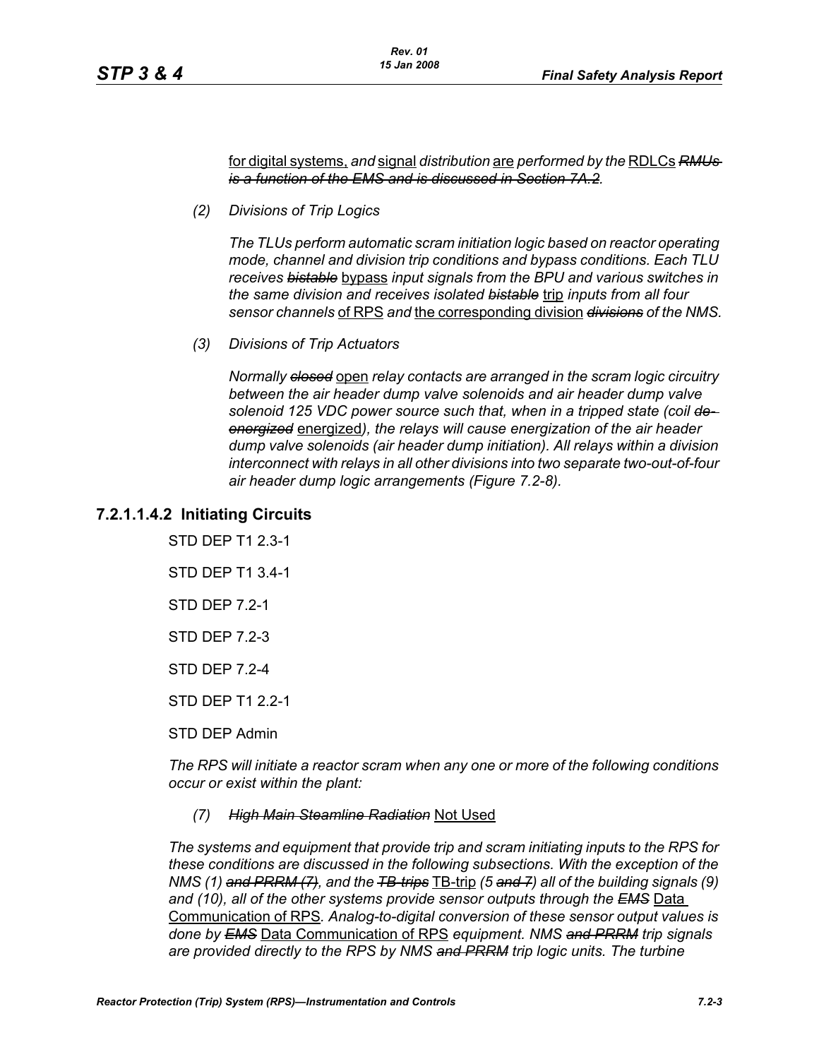for digital systems, *and* signal *distribution* are *performed by the* RDLCs ~~*RMUs is a function of the EMS and is discussed in Section 7A.2*~~*.*

*(2) Divisions of Trip Logics*

*The TLUs perform automatic scram initiation logic based on reactor operating mode, channel and division trip conditions and bypass conditions. Each TLU receives* ~~*bistable*~~ bypass *input signals from the BPU and various switches in the same division and receives isolated* ~~*bistable*~~ trip *inputs from all four sensor channels* of RPS *and* the corresponding division ~~*divisions*~~ *of the NMS.*

*(3) Divisions of Trip Actuators*

*Normally* ~~*closed*~~ open *relay contacts are arranged in the scram logic circuitry between the air header dump valve solenoids and air header dump valve solenoid 125 VDC power source such that, when in a tripped state (coil* ~~*de-energized*~~ energized*), the relays will cause energization of the air header dump valve solenoids (air header dump initiation). All relays within a division interconnect with relays in all other divisions into two separate two-out-of-four air header dump logic arrangements (Figure 7.2-8).*

## 7.2.1.1.4.2 Initiating Circuits

STD DEP T1 2.3-1

STD DEP T1 3.4-1

STD DEP 7.2-1

STD DEP 7.2-3

STD DEP 7.2-4

STD DEP T1 2.2-1

STD DEP Admin

*The RPS will initiate a reactor scram when any one or more of the following conditions occur or exist within the plant:*

*(7)* ~~*High Main Steamline Radiation*~~ Not Used

*The systems and equipment that provide trip and scram initiating inputs to the RPS for these conditions are discussed in the following subsections. With the exception of the NMS (1)* ~~*and PRRM (7)*~~*, and the* ~~*TB-trips*~~ TB-trip *(5* ~~*and 7*~~*) all of the building signals (9) and (10), all of the other systems provide sensor outputs through the* ~~*EMS*~~ Data Communication of RPS*. Analog-to-digital conversion of these sensor output values is done by* ~~*EMS*~~ Data Communication of RPS *equipment. NMS* ~~*and PRRM*~~ *trip signals are provided directly to the RPS by NMS* ~~*and PRRM*~~ *trip logic units. The turbine*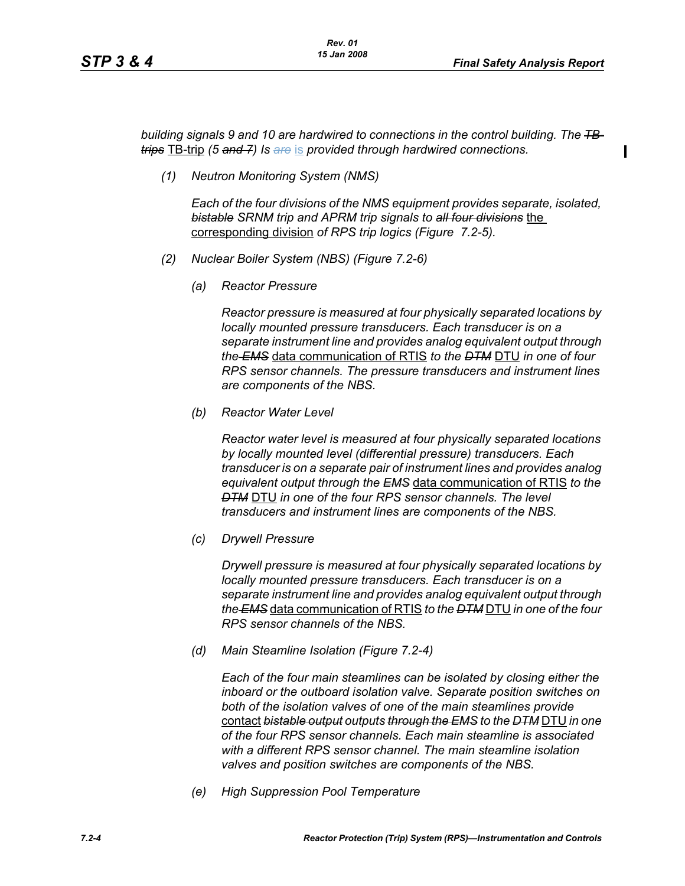*building signals 9 and 10 are hardwired to connections in the control building. The ~~TB-trips~~* TB-trip *(5 ~~and 7~~) Is ~~are~~* is *provided through hardwired connections.*

*(1) Neutron Monitoring System (NMS)*

*Each of the four divisions of the NMS equipment provides separate, isolated, ~~bistable~~ SRNM trip and APRM trip signals to ~~all four divisions~~* the corresponding division *of RPS trip logics (Figure 7.2-5).*

*(2) Nuclear Boiler System (NBS) (Figure 7.2-6)*

*(a) Reactor Pressure*

*Reactor pressure is measured at four physically separated locations by locally mounted pressure transducers. Each transducer is on a separate instrument line and provides analog equivalent output through the ~~EMS~~* data communication of RTIS *to the ~~DTM~~* DTU *in one of four RPS sensor channels. The pressure transducers and instrument lines are components of the NBS.*

*(b) Reactor Water Level*

*Reactor water level is measured at four physically separated locations by locally mounted level (differential pressure) transducers. Each transducer is on a separate pair of instrument lines and provides analog equivalent output through the ~~EMS~~* data communication of RTIS *to the ~~DTM~~* DTU *in one of the four RPS sensor channels. The level transducers and instrument lines are components of the NBS.*

*(c) Drywell Pressure*

*Drywell pressure is measured at four physically separated locations by locally mounted pressure transducers. Each transducer is on a separate instrument line and provides analog equivalent output through the ~~EMS~~* data communication of RTIS *to the ~~DTM~~* DTU *in one of the four RPS sensor channels of the NBS.*

*(d) Main Steamline Isolation (Figure 7.2-4)*

*Each of the four main steamlines can be isolated by closing either the inboard or the outboard isolation valve. Separate position switches on both of the isolation valves of one of the main steamlines provide* contact *~~bistable output~~ outputs ~~through the EMS~~ to the ~~DTM~~* DTU *in one of the four RPS sensor channels. Each main steamline is associated with a different RPS sensor channel. The main steamline isolation valves and position switches are components of the NBS.*

*(e) High Suppression Pool Temperature*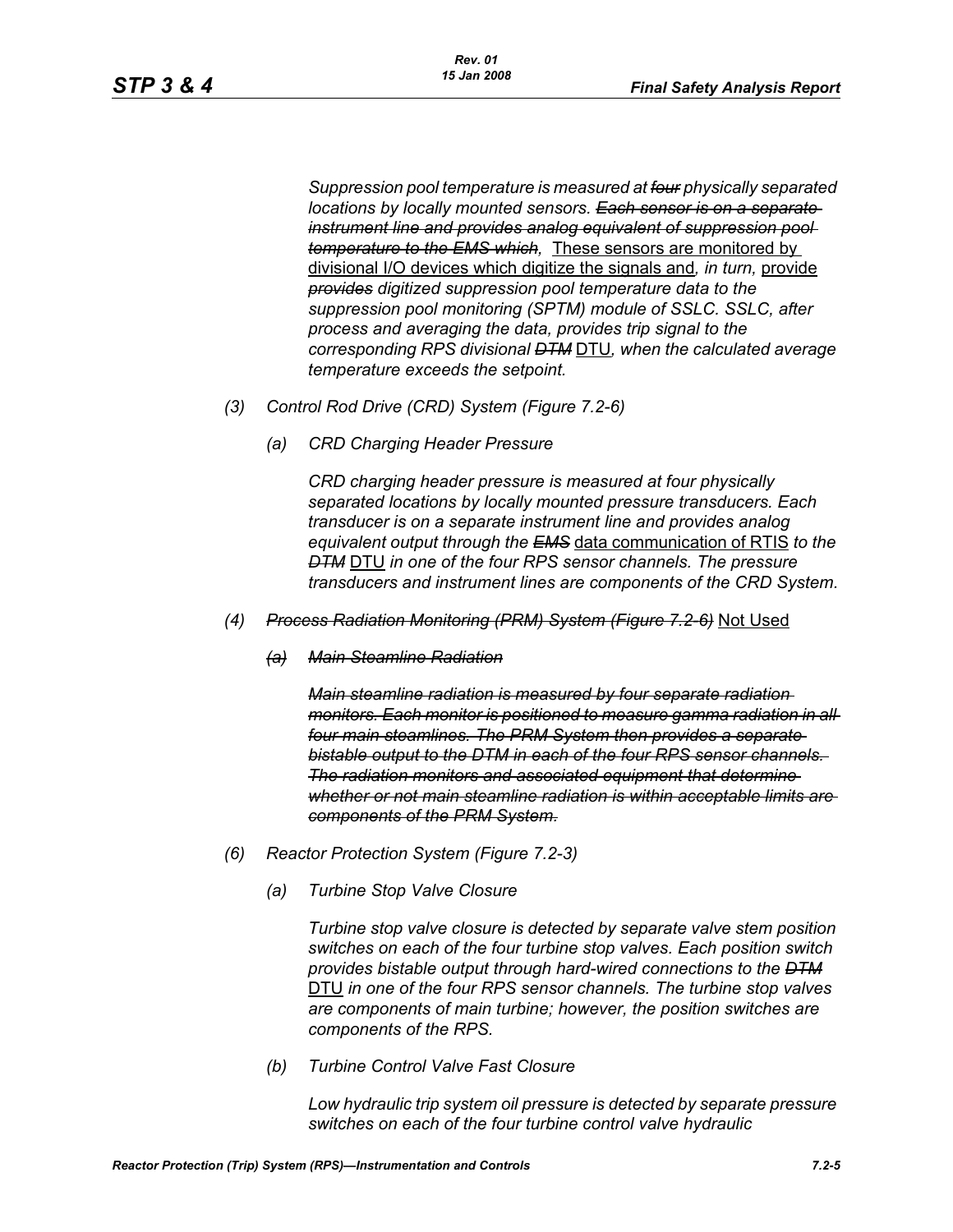*Suppression pool temperature is measured at ~~four~~ physically separated locations by locally mounted sensors. ~~Each sensor is on a separate instrument line and provides analog equivalent of suppression pool temperature to the EMS which,~~* <u>These sensors are monitored by divisional I/O devices which digitize the signals and</u>*, in turn,* <u>provide</u> *~~provides~~ digitized suppression pool temperature data to the suppression pool monitoring (SPTM) module of SSLC. SSLC, after process and averaging the data, provides trip signal to the corresponding RPS divisional ~~DTM~~* <u>DTU</u>*, when the calculated average temperature exceeds the setpoint.*

*(3) Control Rod Drive (CRD) System (Figure 7.2-6)*

*(a) CRD Charging Header Pressure*

*CRD charging header pressure is measured at four physically separated locations by locally mounted pressure transducers. Each transducer is on a separate instrument line and provides analog equivalent output through the ~~EMS~~* <u>data communication of RTIS</u> *to the ~~DTM~~* <u>DTU</u> *in one of the four RPS sensor channels. The pressure transducers and instrument lines are components of the CRD System.*

*(4) ~~Process Radiation Monitoring (PRM) System (Figure 7.2-6)~~* <u>Not Used</u>

*~~(a) Main Steamline Radiation~~*

*~~Main steamline radiation is measured by four separate radiation monitors. Each monitor is positioned to measure gamma radiation in all four main steamlines. The PRM System then provides a separate bistable output to the DTM in each of the four RPS sensor channels. The radiation monitors and associated equipment that determine whether or not main steamline radiation is within acceptable limits are components of the PRM System.~~*

*(6) Reactor Protection System (Figure 7.2-3)*

*(a) Turbine Stop Valve Closure*

*Turbine stop valve closure is detected by separate valve stem position switches on each of the four turbine stop valves. Each position switch provides bistable output through hard-wired connections to the ~~DTM~~* <u>DTU</u> *in one of the four RPS sensor channels. The turbine stop valves are components of main turbine; however, the position switches are components of the RPS.*

*(b) Turbine Control Valve Fast Closure*

*Low hydraulic trip system oil pressure is detected by separate pressure switches on each of the four turbine control valve hydraulic*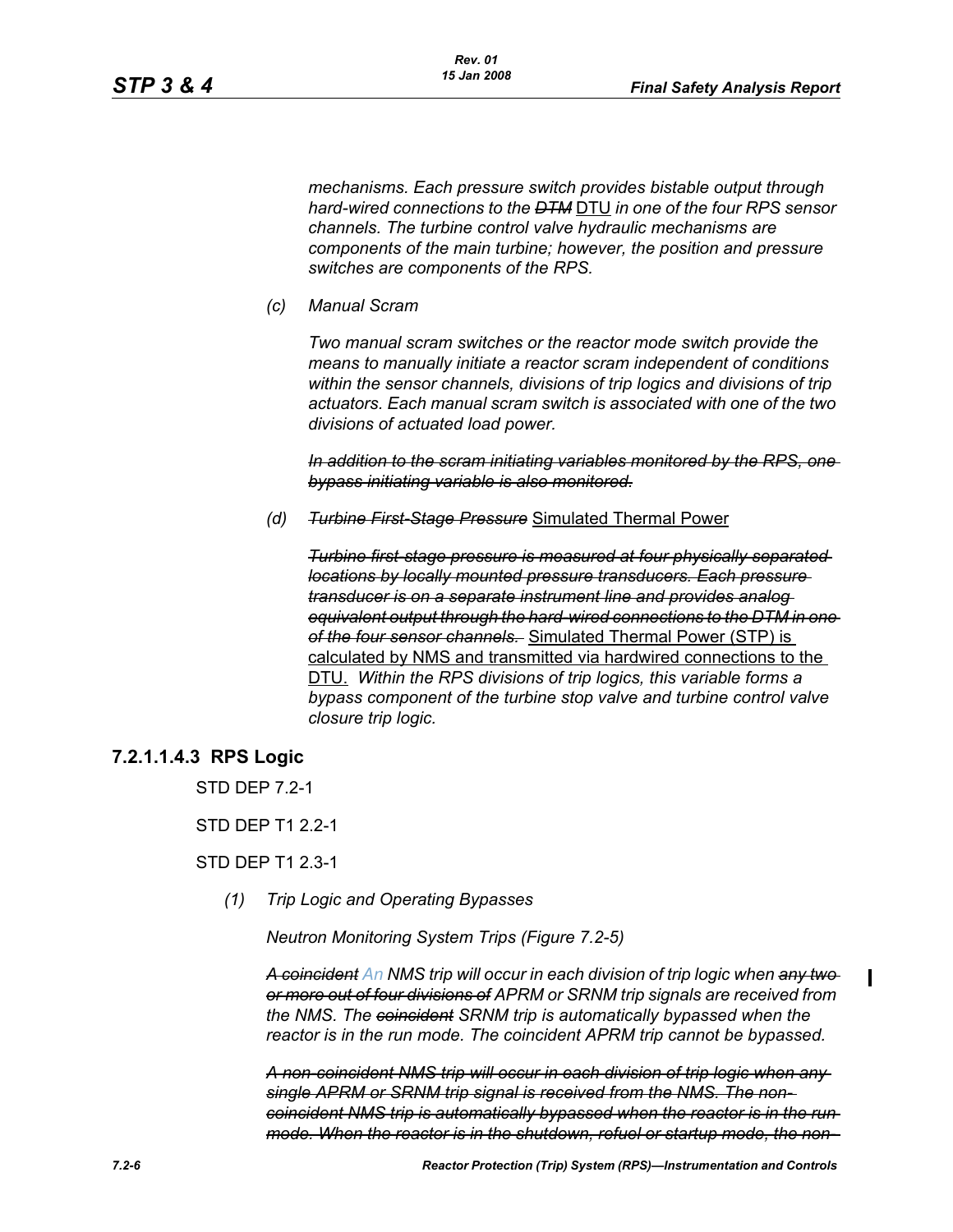*mechanisms. Each pressure switch provides bistable output through hard-wired connections to the* ~~*DTM*~~ DTU *in one of the four RPS sensor channels. The turbine control valve hydraulic mechanisms are components of the main turbine; however, the position and pressure switches are components of the RPS.*

*(c) Manual Scram*

*Two manual scram switches or the reactor mode switch provide the means to manually initiate a reactor scram independent of conditions within the sensor channels, divisions of trip logics and divisions of trip actuators. Each manual scram switch is associated with one of the two divisions of actuated load power.*

~~*In addition to the scram initiating variables monitored by the RPS, one bypass initiating variable is also monitored.*~~

*(d)* ~~*Turbine First-Stage Pressure*~~ Simulated Thermal Power

~~*Turbine first-stage pressure is measured at four physically separated locations by locally mounted pressure transducers. Each pressure transducer is on a separate instrument line and provides analog equivalent output through the hard-wired connections to the DTM in one of the four sensor channels.*~~ Simulated Thermal Power (STP) is calculated by NMS and transmitted via hardwired connections to the DTU. *Within the RPS divisions of trip logics, this variable forms a bypass component of the turbine stop valve and turbine control valve closure trip logic.*

### 7.2.1.1.4.3 RPS Logic

STD DEP 7.2-1

STD DEP T1 2.2-1

STD DEP T1 2.3-1

*(1) Trip Logic and Operating Bypasses*

*Neutron Monitoring System Trips (Figure 7.2-5)*

~~*A coincident*~~ *An NMS trip will occur in each division of trip logic when* ~~*any two or more out of four divisions of*~~ *APRM or SRNM trip signals are received from the NMS. The* ~~*coincident*~~ *SRNM trip is automatically bypassed when the reactor is in the run mode. The coincident APRM trip cannot be bypassed.*

~~*A non-coincident NMS trip will occur in each division of trip logic when any single APRM or SRNM trip signal is received from the NMS. The non-coincident NMS trip is automatically bypassed when the reactor is in the run mode. When the reactor is in the shutdown, refuel or startup mode, the non-*~~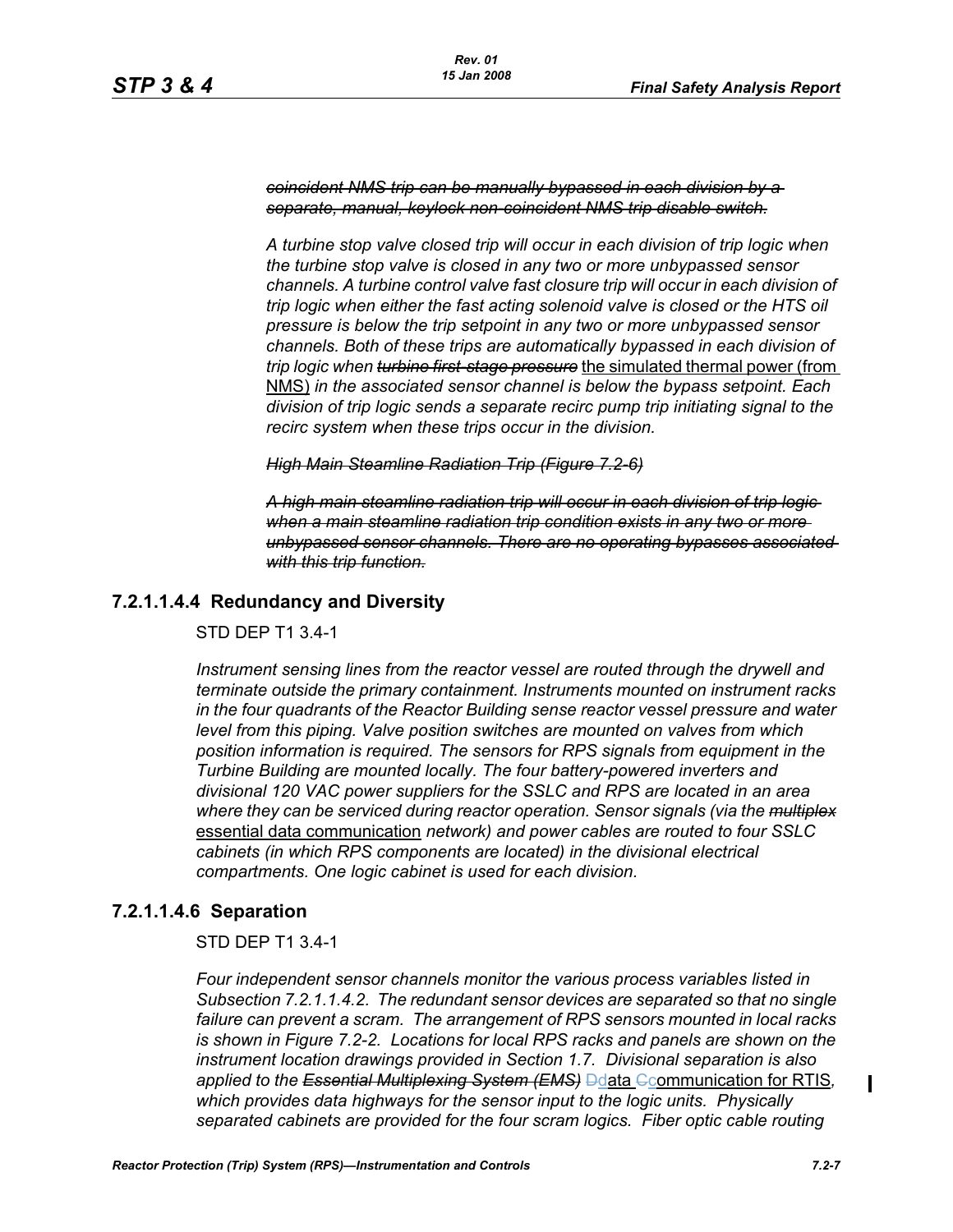*~~coincident NMS trip can be manually bypassed in each division by a separate, manual, keylock non-coincident NMS trip disable switch.~~*

*A turbine stop valve closed trip will occur in each division of trip logic when the turbine stop valve is closed in any two or more unbypassed sensor channels. A turbine control valve fast closure trip will occur in each division of trip logic when either the fast acting solenoid valve is closed or the HTS oil pressure is below the trip setpoint in any two or more unbypassed sensor channels. Both of these trips are automatically bypassed in each division of trip logic when ~~turbine first-stage pressure~~* <u>the simulated thermal power (from NMS)</u> *in the associated sensor channel is below the bypass setpoint. Each division of trip logic sends a separate recirc pump trip initiating signal to the recirc system when these trips occur in the division.*

*~~High Main Steamline Radiation Trip (Figure 7.2-6)~~*

*~~A high main steamline radiation trip will occur in each division of trip logic when a main steamline radiation trip condition exists in any two or more unbypassed sensor channels. There are no operating bypasses associated with this trip function.~~*

### 7.2.1.1.4.4 Redundancy and Diversity

STD DEP T1 3.4-1

*Instrument sensing lines from the reactor vessel are routed through the drywell and terminate outside the primary containment. Instruments mounted on instrument racks in the four quadrants of the Reactor Building sense reactor vessel pressure and water level from this piping. Valve position switches are mounted on valves from which position information is required. The sensors for RPS signals from equipment in the Turbine Building are mounted locally. The four battery-powered inverters and divisional 120 VAC power suppliers for the SSLC and RPS are located in an area where they can be serviced during reactor operation. Sensor signals (via the ~~multiplex~~* <u>essential data communication</u> *network) and power cables are routed to four SSLC cabinets (in which RPS components are located) in the divisional electrical compartments. One logic cabinet is used for each division.*

### 7.2.1.1.4.6 Separation

STD DEP T1 3.4-1

*Four independent sensor channels monitor the various process variables listed in Subsection 7.2.1.1.4.2. The redundant sensor devices are separated so that no single failure can prevent a scram. The arrangement of RPS sensors mounted in local racks is shown in Figure 7.2-2. Locations for local RPS racks and panels are shown on the instrument location drawings provided in Section 1.7. Divisional separation is also applied to the ~~Essential Multiplexing System (EMS)~~* ~~D~~<u>d</u>ata ~~C~~<u>c</u>ommunication <u>for RTIS</u>*, which provides data highways for the sensor input to the logic units. Physically separated cabinets are provided for the four scram logics. Fiber optic cable routing*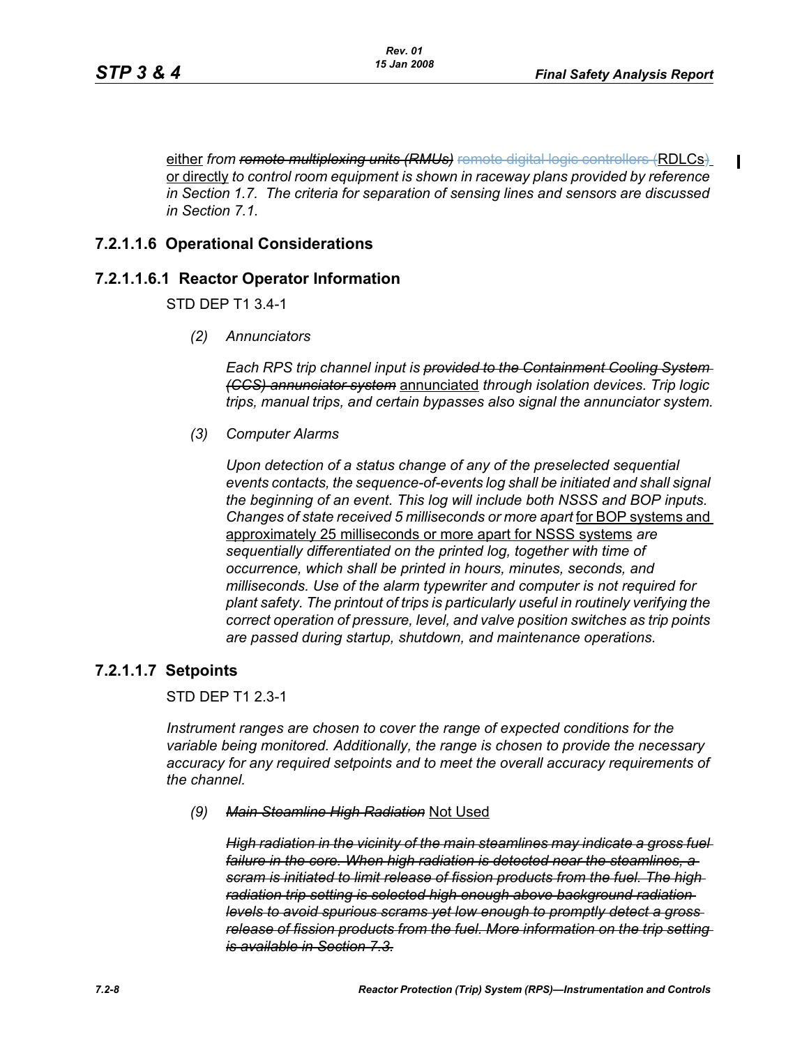either *from* ~~*remote multiplexing units (RMUs)*~~ ~~remote digital logic controllers (~~RDLCs~~)~~ or directly *to control room equipment is shown in raceway plans provided by reference in Section 1.7. The criteria for separation of sensing lines and sensors are discussed in Section 7.1.*

### 7.2.1.1.6 Operational Considerations

#### 7.2.1.1.6.1 Reactor Operator Information

STD DEP T1 3.4-1

*(2) Annunciators*

*Each RPS trip channel input is* ~~*provided to the Containment Cooling System (CCS) annunciator system*~~ annunciated *through isolation devices. Trip logic trips, manual trips, and certain bypasses also signal the annunciator system.*

*(3) Computer Alarms*

*Upon detection of a status change of any of the preselected sequential events contacts, the sequence-of-events log shall be initiated and shall signal the beginning of an event. This log will include both NSSS and BOP inputs. Changes of state received 5 milliseconds or more apart* for BOP systems and approximately 25 milliseconds or more apart for NSSS systems *are sequentially differentiated on the printed log, together with time of occurrence, which shall be printed in hours, minutes, seconds, and milliseconds. Use of the alarm typewriter and computer is not required for plant safety. The printout of trips is particularly useful in routinely verifying the correct operation of pressure, level, and valve position switches as trip points are passed during startup, shutdown, and maintenance operations.*

### 7.2.1.1.7 Setpoints

STD DEP T1 2.3-1

*Instrument ranges are chosen to cover the range of expected conditions for the variable being monitored. Additionally, the range is chosen to provide the necessary accuracy for any required setpoints and to meet the overall accuracy requirements of the channel.*

*(9)* ~~*Main Steamline High Radiation*~~ Not Used

~~*High radiation in the vicinity of the main steamlines may indicate a gross fuel failure in the core. When high radiation is detected near the steamlines, a scram is initiated to limit release of fission products from the fuel. The high radiation trip setting is selected high enough above background radiation levels to avoid spurious scrams yet low enough to promptly detect a gross release of fission products from the fuel. More information on the trip setting is available in Section 7.3.*~~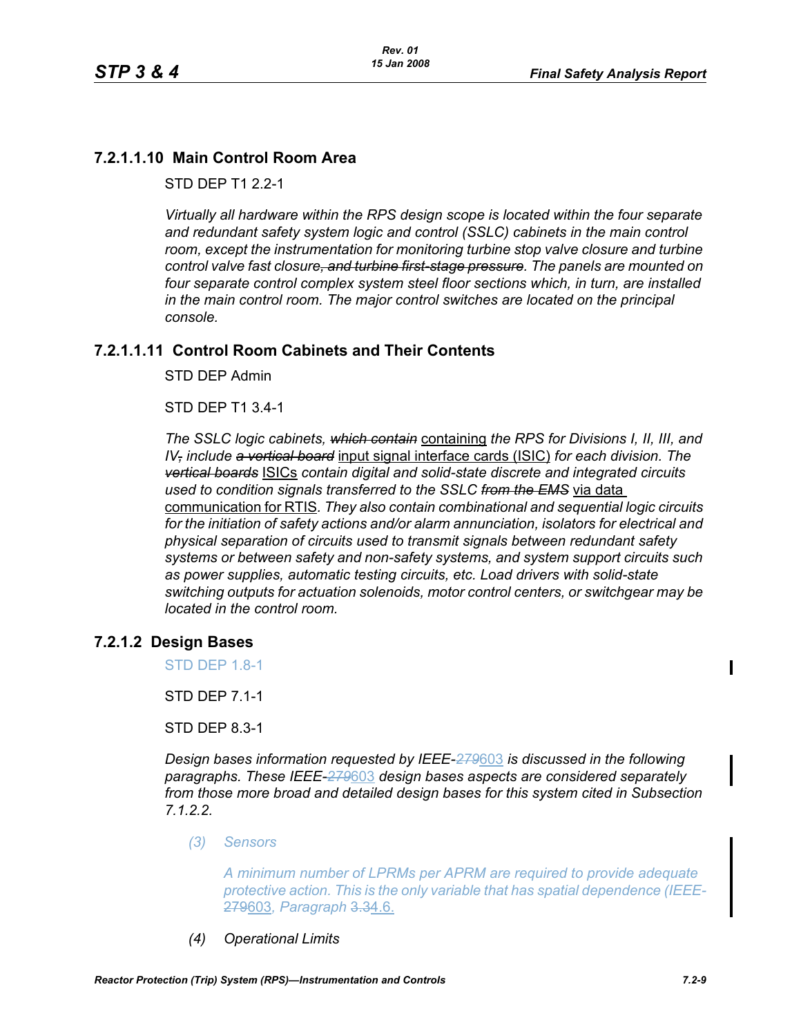### 7.2.1.1.10 Main Control Room Area

STD DEP T1 2.2-1

*Virtually all hardware within the RPS design scope is located within the four separate and redundant safety system logic and control (SSLC) cabinets in the main control room, except the instrumentation for monitoring turbine stop valve closure and turbine control valve fast closure~~, and turbine first-stage pressure~~. The panels are mounted on four separate control complex system steel floor sections which, in turn, are installed in the main control room. The major control switches are located on the principal console.*

### 7.2.1.1.11 Control Room Cabinets and Their Contents

STD DEP Admin

STD DEP T1 3.4-1

*The SSLC logic cabinets, ~~which contain~~* containing *the RPS for Divisions I, II, III, and IV~~,~~ include ~~a vertical board~~* input signal interface cards (ISIC) *for each division. The ~~vertical boards~~* ISICs *contain digital and solid-state discrete and integrated circuits used to condition signals transferred to the SSLC ~~from the EMS~~* via data communication for RTIS*. They also contain combinational and sequential logic circuits for the initiation of safety actions and/or alarm annunciation, isolators for electrical and physical separation of circuits used to transmit signals between redundant safety systems or between safety and non-safety systems, and system support circuits such as power supplies, automatic testing circuits, etc. Load drivers with solid-state switching outputs for actuation solenoids, motor control centers, or switchgear may be located in the control room.*

### 7.2.1.2 Design Bases

STD DEP 1.8-1

STD DEP 7.1-1

STD DEP 8.3-1

*Design bases information requested by IEEE-~~279~~*603 *is discussed in the following paragraphs. These IEEE-~~279~~*603 *design bases aspects are considered separately from those more broad and detailed design bases for this system cited in Subsection 7.1.2.2.*

*(3) Sensors*

*A minimum number of LPRMs per APRM are required to provide adequate protective action. This is the only variable that has spatial dependence (IEEE-~~279~~*603*, Paragraph ~~3.3~~*4.6.

*(4) Operational Limits*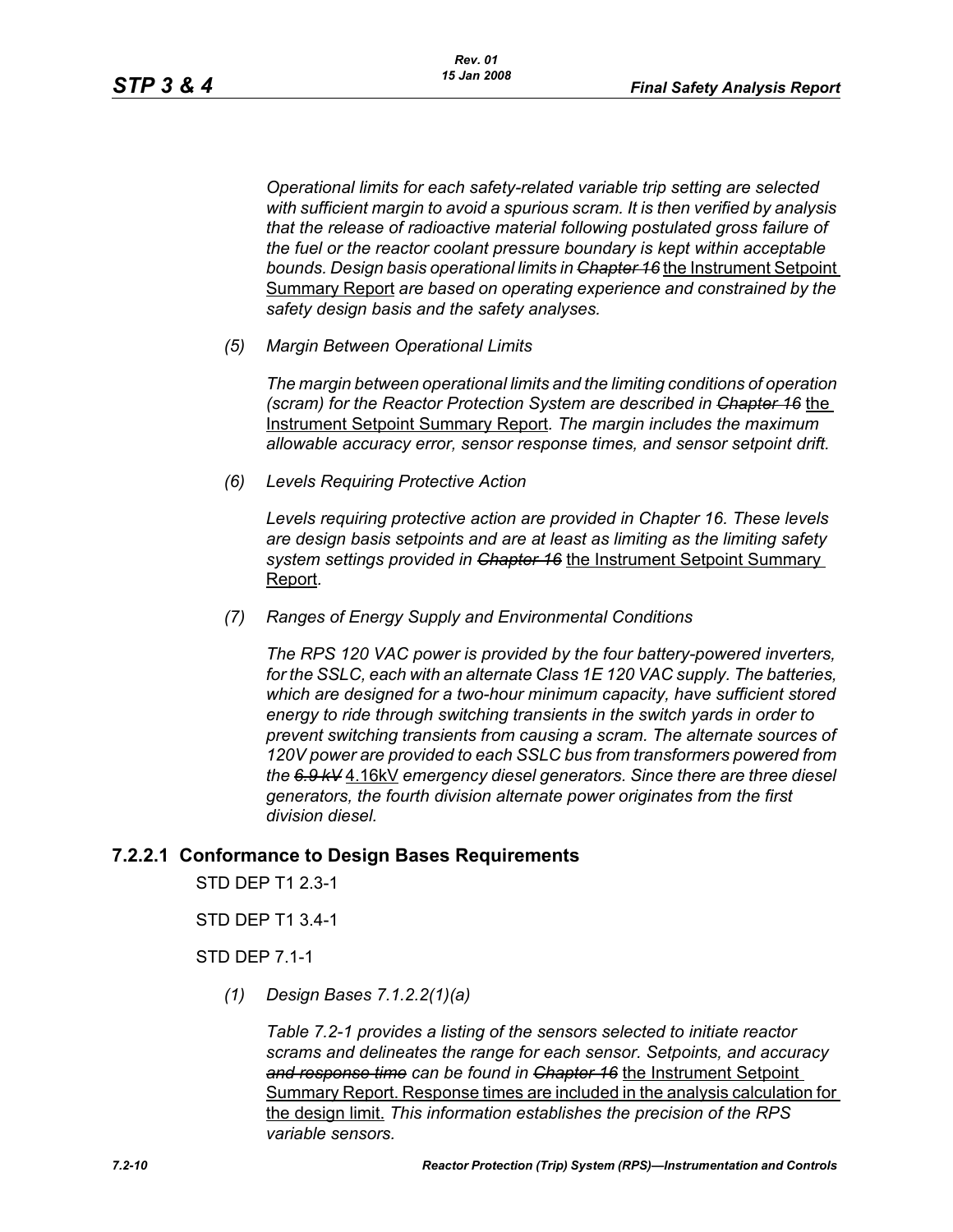*Operational limits for each safety-related variable trip setting are selected with sufficient margin to avoid a spurious scram. It is then verified by analysis that the release of radioactive material following postulated gross failure of the fuel or the reactor coolant pressure boundary is kept within acceptable bounds. Design basis operational limits in* ~~*Chapter 16*~~ the Instrument Setpoint Summary Report *are based on operating experience and constrained by the safety design basis and the safety analyses.*

*(5) Margin Between Operational Limits*

*The margin between operational limits and the limiting conditions of operation (scram) for the Reactor Protection System are described in* ~~*Chapter 16*~~ the Instrument Setpoint Summary Report*. The margin includes the maximum allowable accuracy error, sensor response times, and sensor setpoint drift.*

*(6) Levels Requiring Protective Action*

*Levels requiring protective action are provided in Chapter 16. These levels are design basis setpoints and are at least as limiting as the limiting safety system settings provided in* ~~*Chapter 16*~~ the Instrument Setpoint Summary Report*.*

*(7) Ranges of Energy Supply and Environmental Conditions*

*The RPS 120 VAC power is provided by the four battery-powered inverters, for the SSLC, each with an alternate Class 1E 120 VAC supply. The batteries, which are designed for a two-hour minimum capacity, have sufficient stored energy to ride through switching transients in the switch yards in order to prevent switching transients from causing a scram. The alternate sources of 120V power are provided to each SSLC bus from transformers powered from the* ~~*6.9 kV*~~ 4.16kV *emergency diesel generators. Since there are three diesel generators, the fourth division alternate power originates from the first division diesel.*

### 7.2.2.1 Conformance to Design Bases Requirements

STD DEP T1 2.3-1

STD DEP T1 3.4-1

STD DEP 7.1-1

*(1) Design Bases 7.1.2.2(1)(a)*

*Table 7.2-1 provides a listing of the sensors selected to initiate reactor scrams and delineates the range for each sensor. Setpoints, and accuracy* ~~*and response time*~~ *can be found in* ~~*Chapter 16*~~ the Instrument Setpoint Summary Report. Response times are included in the analysis calculation for the design limit. *This information establishes the precision of the RPS variable sensors.*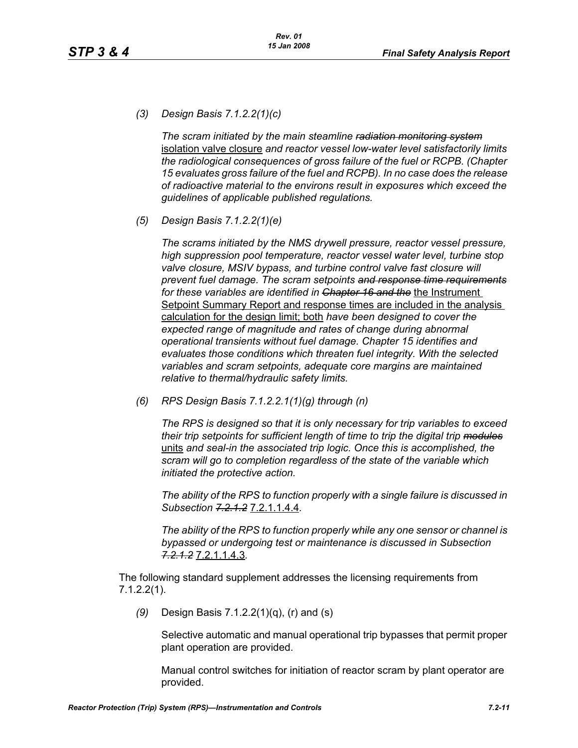*(3) Design Basis 7.1.2.2(1)(c)*

*The scram initiated by the main steamline ~~radiation monitoring system~~* isolation valve closure *and reactor vessel low-water level satisfactorily limits the radiological consequences of gross failure of the fuel or RCPB. (Chapter 15 evaluates gross failure of the fuel and RCPB). In no case does the release of radioactive material to the environs result in exposures which exceed the guidelines of applicable published regulations.*

*(5) Design Basis 7.1.2.2(1)(e)*

*The scrams initiated by the NMS drywell pressure, reactor vessel pressure, high suppression pool temperature, reactor vessel water level, turbine stop valve closure, MSIV bypass, and turbine control valve fast closure will prevent fuel damage. The scram setpoints ~~and response time requirements~~ for these variables are identified in ~~Chapter 16 and the~~* the Instrument Setpoint Summary Report and response times are included in the analysis calculation for the design limit; both *have been designed to cover the expected range of magnitude and rates of change during abnormal operational transients without fuel damage. Chapter 15 identifies and evaluates those conditions which threaten fuel integrity. With the selected variables and scram setpoints, adequate core margins are maintained relative to thermal/hydraulic safety limits.*

*(6) RPS Design Basis 7.1.2.2.1(1)(g) through (n)*

*The RPS is designed so that it is only necessary for trip variables to exceed their trip setpoints for sufficient length of time to trip the digital trip ~~modules~~* units *and seal-in the associated trip logic. Once this is accomplished, the scram will go to completion regardless of the state of the variable which initiated the protective action.*

*The ability of the RPS to function properly with a single failure is discussed in Subsection ~~7.2.1.2~~* 7.2.1.1.4.4*.*

*The ability of the RPS to function properly while any one sensor or channel is bypassed or undergoing test or maintenance is discussed in Subsection ~~7.2.1.2~~* 7.2.1.1.4.3*.*

The following standard supplement addresses the licensing requirements from 7.1.2.2(1).

*(9)* Design Basis 7.1.2.2(1)(q), (r) and (s)

Selective automatic and manual operational trip bypasses that permit proper plant operation are provided.

Manual control switches for initiation of reactor scram by plant operator are provided.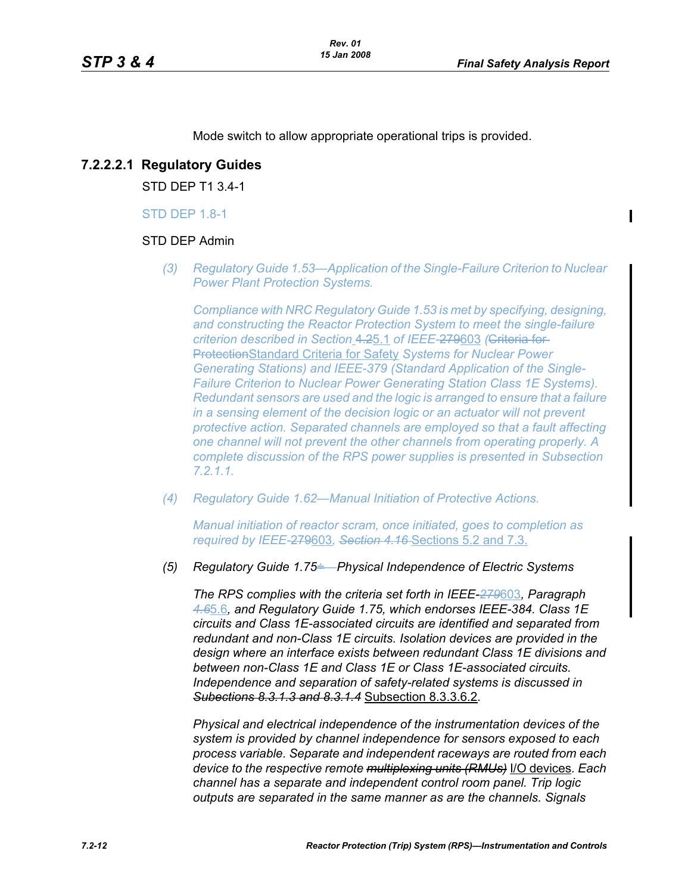Mode switch to allow appropriate operational trips is provided.

#### 7.2.2.2.1 Regulatory Guides

STD DEP T1 3.4-1

STD DEP 1.8-1

STD DEP Admin

*(3) Regulatory Guide 1.53—Application of the Single-Failure Criterion to Nuclear Power Plant Protection Systems.*

*Compliance with NRC Regulatory Guide 1.53 is met by specifying, designing, and constructing the Reactor Protection System to meet the single-failure criterion described in Section ~~4.2~~5.1 of IEEE-~~279~~603 (~~Criteria for Protection~~Standard Criteria for Safety Systems for Nuclear Power Generating Stations) and IEEE-379 (Standard Application of the Single-Failure Criterion to Nuclear Power Generating Station Class 1E Systems). Redundant sensors are used and the logic is arranged to ensure that a failure in a sensing element of the decision logic or an actuator will not prevent protective action. Separated channels are employed so that a fault affecting one channel will not prevent the other channels from operating properly. A complete discussion of the RPS power supplies is presented in Subsection 7.2.1.1.*

*(4) Regulatory Guide 1.62—Manual Initiation of Protective Actions.*

*Manual initiation of reactor scram, once initiated, goes to completion as required by IEEE-~~279~~603, ~~Section 4.16~~ Sections 5.2 and 7.3.*

*(5) Regulatory Guide 1.75~~:~~—Physical Independence of Electric Systems*

*The RPS complies with the criteria set forth in IEEE-~~279~~603, Paragraph ~~4.6~~5.6, and Regulatory Guide 1.75, which endorses IEEE-384. Class 1E circuits and Class 1E-associated circuits are identified and separated from redundant and non-Class 1E circuits. Isolation devices are provided in the design where an interface exists between redundant Class 1E divisions and between non-Class 1E and Class 1E or Class 1E-associated circuits. Independence and separation of safety-related systems is discussed in ~~Subections 8.3.1.3 and 8.3.1.4~~* Subsection 8.3.3.6.2.

*Physical and electrical independence of the instrumentation devices of the system is provided by channel independence for sensors exposed to each process variable. Separate and independent raceways are routed from each device to the respective remote ~~multiplexing units (RMUs)~~* I/O devices*. Each channel has a separate and independent control room panel. Trip logic outputs are separated in the same manner as are the channels. Signals*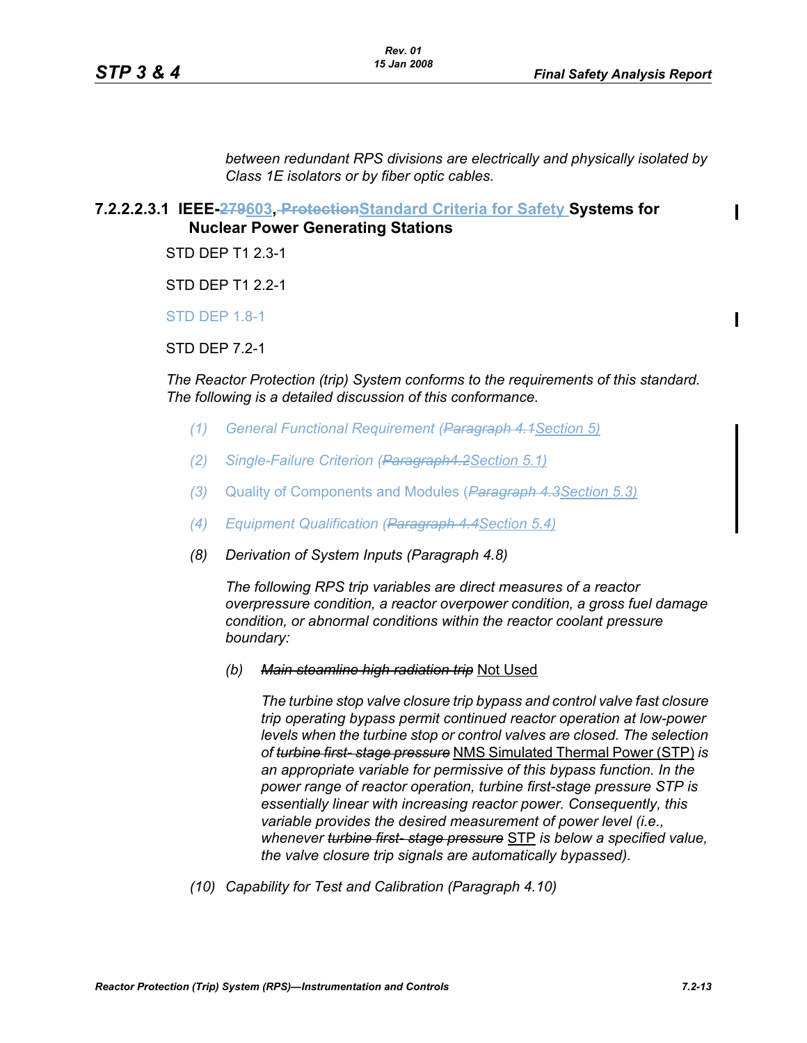*between redundant RPS divisions are electrically and physically isolated by Class 1E isolators or by fiber optic cables.*

### 7.2.2.2.3.1 IEEE-~~279~~603, ~~Protection~~Standard Criteria for Safety Systems for Nuclear Power Generating Stations

STD DEP T1 2.3-1

STD DEP T1 2.2-1

STD DEP 1.8-1

STD DEP 7.2-1

*The Reactor Protection (trip) System conforms to the requirements of this standard. The following is a detailed discussion of this conformance.*

*(1) General Functional Requirement (~~Paragraph 4.1~~Section 5)*

*(2) Single-Failure Criterion (~~Paragraph4.2~~Section 5.1)*

*(3)* Quality of Components and Modules (*~~Paragraph 4.3~~Section 5.3)*

*(4) Equipment Qualification (~~Paragraph 4.4~~Section 5.4)*

*(8) Derivation of System Inputs (Paragraph 4.8)*

*The following RPS trip variables are direct measures of a reactor overpressure condition, a reactor overpower condition, a gross fuel damage condition, or abnormal conditions within the reactor coolant pressure boundary:*

*(b) ~~Main steamline high radiation trip~~* Not Used

*The turbine stop valve closure trip bypass and control valve fast closure trip operating bypass permit continued reactor operation at low-power levels when the turbine stop or control valves are closed. The selection of ~~turbine first- stage pressure~~* NMS Simulated Thermal Power (STP) *is an appropriate variable for permissive of this bypass function. In the power range of reactor operation, turbine first-stage pressure STP is essentially linear with increasing reactor power. Consequently, this variable provides the desired measurement of power level (i.e., whenever ~~turbine first- stage pressure~~* STP *is below a specified value, the valve closure trip signals are automatically bypassed).*

*(10) Capability for Test and Calibration (Paragraph 4.10)*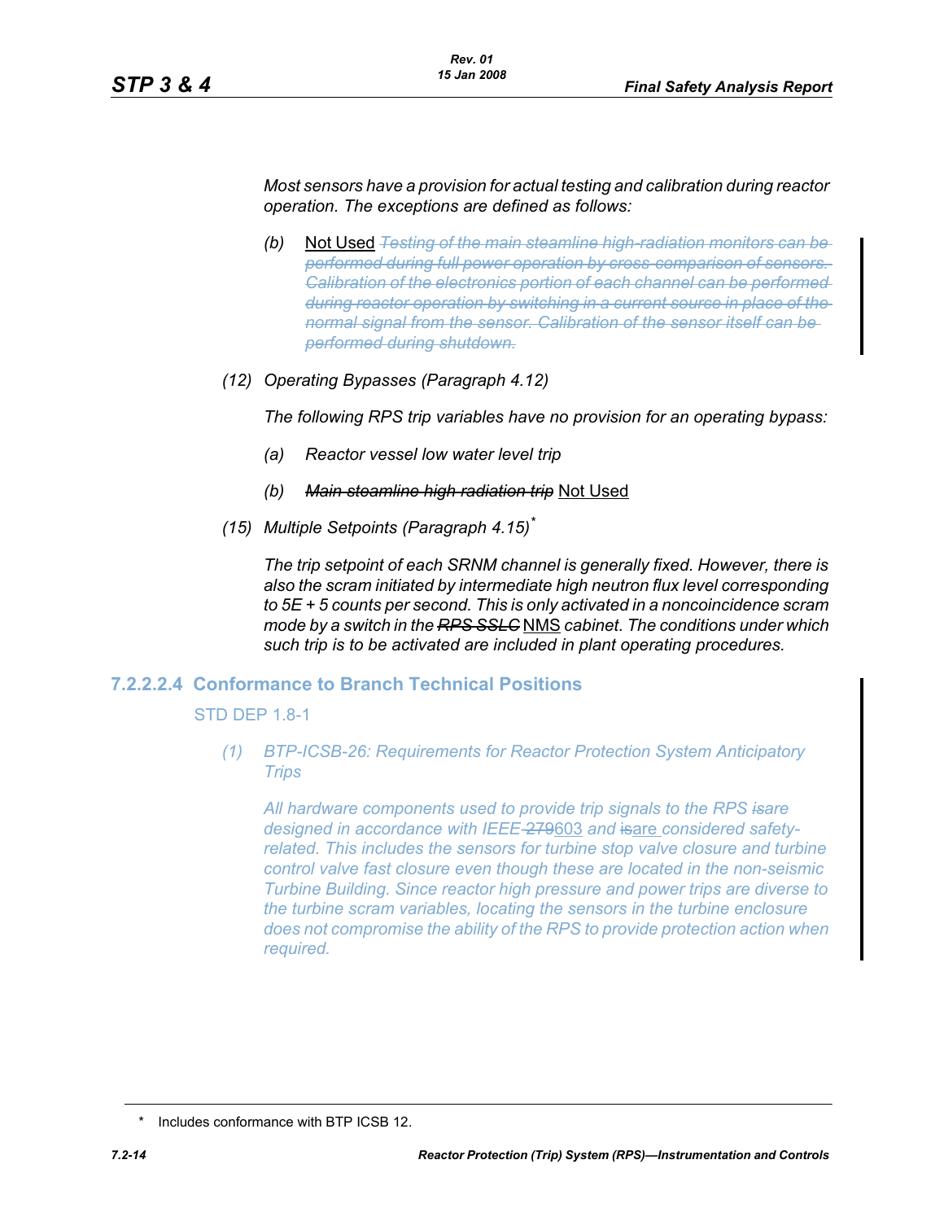*Most sensors have a provision for actual testing and calibration during reactor operation. The exceptions are defined as follows:*

- *(b)* Not Used ~~*Testing of the main steamline high-radiation monitors can be performed during full power operation by cross-comparison of sensors. Calibration of the electronics portion of each channel can be performed during reactor operation by switching in a current source in place of the normal signal from the sensor. Calibration of the sensor itself can be performed during shutdown.*~~

*(12) Operating Bypasses (Paragraph 4.12)*

*The following RPS trip variables have no provision for an operating bypass:*

- *(a) Reactor vessel low water level trip*
- *(b)* ~~*Main steamline high radiation trip*~~ Not Used

*(15) Multiple Setpoints (Paragraph 4.15)**

*The trip setpoint of each SRNM channel is generally fixed. However, there is also the scram initiated by intermediate high neutron flux level corresponding to 5E + 5 counts per second. This is only activated in a noncoincidence scram mode by a switch in the* ~~*RPS SSLC*~~ NMS *cabinet. The conditions under which such trip is to be activated are included in plant operating procedures.*

### 7.2.2.2.4 Conformance to Branch Technical Positions

STD DEP 1.8-1

*(1) BTP-ICSB-26: Requirements for Reactor Protection System Anticipatory Trips*

*All hardware components used to provide trip signals to the RPS* ~~*is*~~*are designed in accordance with IEEE* ~~*279*~~603 *and* ~~is~~are *considered safety-related. This includes the sensors for turbine stop valve closure and turbine control valve fast closure even though these are located in the non-seismic Turbine Building. Since reactor high pressure and power trips are diverse to the turbine scram variables, locating the sensors in the turbine enclosure does not compromise the ability of the RPS to provide protection action when required.*

\* Includes conformance with BTP ICSB 12.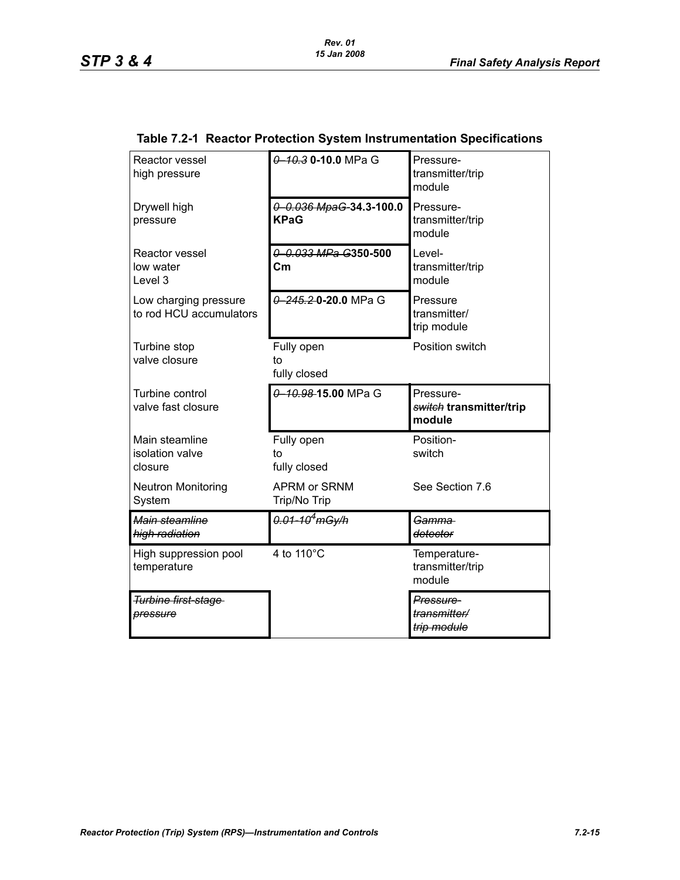**Table 7.2-1 Reactor Protection System Instrumentation Specifications**

| | | |
|---|---|---|
| Reactor vessel high pressure | ~~0–10.3~~ **0-10.0** MPa G | Pressure-transmitter/trip module |
| Drywell high pressure | ~~0–0.036 MpaG~~ **34.3-100.0 KPaG** | Pressure-transmitter/trip module |
| Reactor vessel low water Level 3 | ~~0–0.033 MPa G~~**350-500 Cm** | Level-transmitter/trip module |
| Low charging pressure to rod HCU accumulators | ~~0–245.2~~ **0-20.0** MPa G | Pressure transmitter/ trip module |
| Turbine stop valve closure | Fully open to fully closed | Position switch |
| Turbine control valve fast closure | ~~0–10.98~~ **15.00** MPa G | Pressure-~~switch~~ **transmitter/trip module** |
| Main steamline isolation valve closure | Fully open to fully closed | Position-switch |
| Neutron Monitoring System | APRM or SRNM Trip/No Trip | See Section 7.6 |
| ~~*Main steamline high radiation*~~ | ~~*0.01-$10^4$mGy/h*~~ | ~~*Gamma detector*~~ |
| High suppression pool temperature | 4 to 110°C | Temperature-transmitter/trip module |
| ~~*Turbine first-stage pressure*~~ | | ~~*Pressure-transmitter/ trip module*~~ |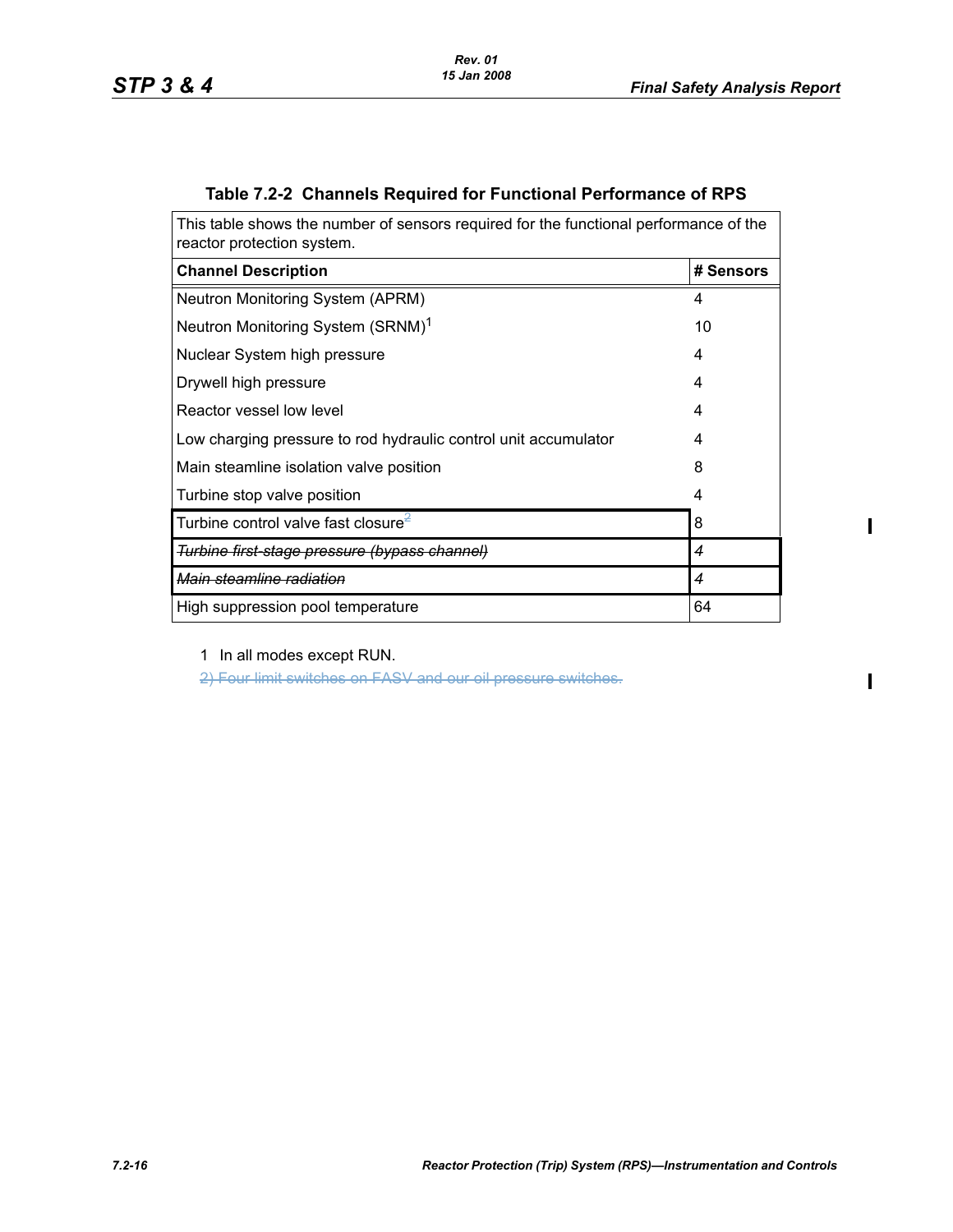## Table 7.2-2 Channels Required for Functional Performance of RPS

This table shows the number of sensors required for the functional performance of the reactor protection system.

| Channel Description | # Sensors |
|---|---|
| Neutron Monitoring System (APRM) | 4 |
| Neutron Monitoring System (SRNM)[1] | 10 |
| Nuclear System high pressure | 4 |
| Drywell high pressure | 4 |
| Reactor vessel low level | 4 |
| Low charging pressure to rod hydraulic control unit accumulator | 4 |
| Main steamline isolation valve position | 8 |
| Turbine stop valve position | 4 |
| Turbine control valve fast closure[2] | 8 |
| ~~*Turbine first-stage pressure (bypass channel)*~~ | ~~*4*~~ |
| ~~*Main steamline radiation*~~ | ~~*4*~~ |
| High suppression pool temperature | 64 |

1 In all modes except RUN.

~~2) Four limit switches on FASV and our oil pressure switches.~~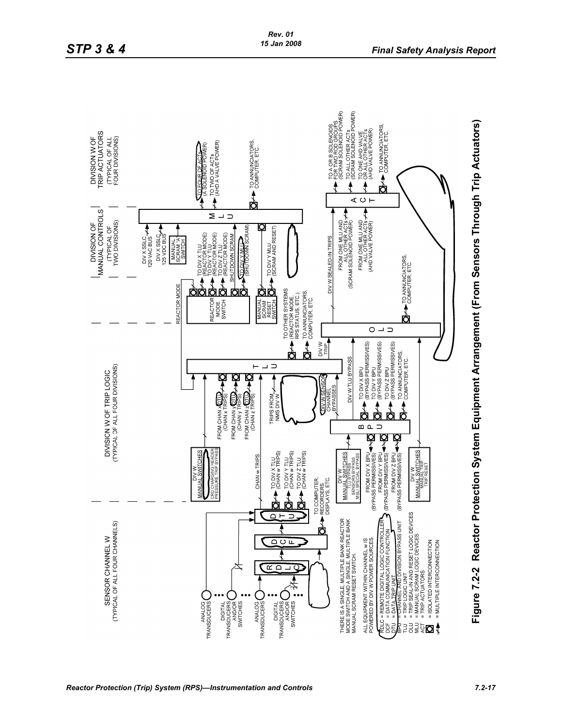SENSOR CHANNEL W
(TYPICAL OF ALL FOUR CHANNELS)

DIVISION W OF TRIP LOGIC
(TYPICAL OF ALL FOUR DIVISIONS)

DIVISION OF MANUAL CONTROLS
(TYPICAL OF TWO DIVISIONS)

DIVISION W OF TRIP ACTUATORS
(TYPICAL OF ALL FOUR DIVISIONS)

ANALOG TRANSDUCERS

DIGITAL TRANSDUCERS AND/OR SWITCHES

ANALOG TRANSDUCERS

DIGITAL TRANSDUCERS AND/OR SWITCHES

RDLC

DCF

DTU

TO COMPUTER, RECORDERS, DISPLAYS, ETC.

CHAN w TRIPS

TO DIV X TLU (CHAN w TRIPS)

TO DIV Y TLU (CHAN w TRIPS)

TO DIV Z TLU (CHAN w TRIPS)

DIV W MANUAL SWITCHES
CRD CHARGING HEADER PRESSURE TRIP BYPASS

FROM CHAN x DTU (CHAN x TRIPS)

FROM CHAN y DTU (CHAN y TRIPS)

FROM CHAN z DTU (CHAN z TRIPS)

TRIPS FROM NMS DIV W

DIV W SENSOR CHANNEL BYPASSES

DIV W TLU BYPASS

TLU

REACTOR MODE

REACTOR MODE SWITCH

MANUAL SCRAM RESET SWITCH

TO OTHER SYSTEMS (REACTOR MODE, RPS STATUS, ETC.)

TO ANNUNCIATORS, COMPUTER, ETC.

DIV W TRIP

DIV W MANUAL SWITCHES
TLU BYPASS
SENSORS BYPASS
MSLI SPECIAL BYPASS

BPU

FROM DIV X BPU (BYPASS PERMISSIVES)

FROM DIV Y BPU (BYPASS PERMISSIVES)

FROM DIV Z BPU (BYPASS PERMISSIVES)

TO DIV X BPU (BYPASS PERMISSIVES)

TO DIV Y BPU (BYPASS PERMISSIVES)

TO DIV Z BPU (BYPASS PERMISSIVES)

TO ANNUNCIATORS, COMPUTER, ETC.

DIV W MANUAL SWITCHES
MANUAL TRIP
TRIP RESET

OLU

TO ANNUNCIATORS, COMPUTER, ETC.

DIV W SEALED-IN TRIPS

FROM ONE MLU AND ALL OTHER ACTs (SCRAM SOLENOID POWER)

FROM ONE MLU AND ALL OTHER ACTs (AHD VALVE POWER)

DIV X SSLC 120 VAC BUS

DIV X SSLC 125 VDC BUS

MANUAL SCRAM "A" SWITCH

TO DIV X TLU (REACTOR MODE)

TO DIV Y TLU (REACTOR MODE)

TO DIV Z TLU (REACTOR MODE)

SHUTDOWN SCRAM

TO DIV Y MLU (SHUTDOWN SCRAM)

TO DIV Y MLU (SCRAM AND RESET)

MLU

TO FOUR OF ACTs (A SOLENOID POWER)

TO TWO OF ACTs (AHD A VALVE POWER)

TO ANNUNCIATORS, COMPUTER, ETC.

ACT

TO A OR B SOLENOIDS FOR TWO ROD GROUPS (SCRAM SOLENOID POWER)

TO ALL OTHER ACTs (SCRAM SOLENOID POWER)

TO ONE AHD VALVE OR ALL OTHER ACTs (AHD VALVE POWER)

TO ANNUNCIATORS, COMPUTER, ETC.

THERE IS A SINGLE, MULTIPLE BANK REACTOR MODE SWITCH AND A SINGLE, MULTIPLE BANK MANUAL SCRAM RESET SWITCH.

ALL EQUIPMENT WITHIN CHANNEL w IS POWERED BY DIV W POWER SOURCES.

RDLC = REMOTE DIGITAL LOGIC CONTROLLER
DCF = DATA COMMUNICATION FUNCTION
DTU = DATA TRIP UNIT
BPU = CHANNEL AND DIVISION BYPASS UNIT
TLU = TRIP LOGIC UNIT
OLU = TRIP SEAL-IN AND RESET LOGIC DEVICES
MLU = MANUAL SCRAM LOGIC DEVICES
ACT = TRIP ACTUATORS
[box symbol] = ISOLATED INTERCONNECTION
[slash symbol] = MULTIPLE INTERCONNECTION

**Figure 7.2-2 Reactor Protection System Equipment Arrangement (From Sensors Through Trip Actuators)**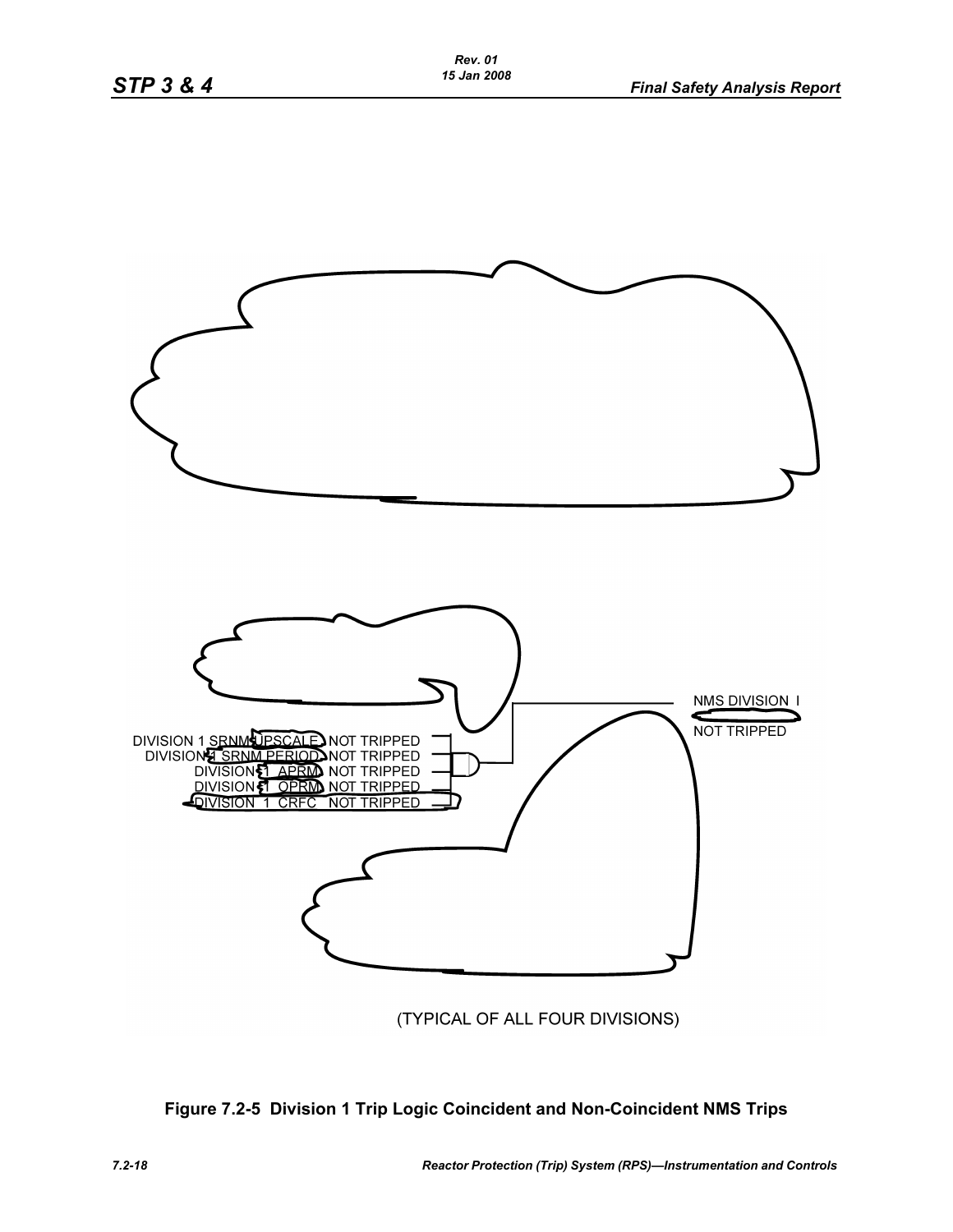DIVISION 1 SRNM UPSCALE NOT TRIPPED

DIVISION 1 SRNM PERIOD NOT TRIPPED

DIVISION 1 APRM NOT TRIPPED

DIVISION 1 OPRM NOT TRIPPED

DIVISION 1 CRFC NOT TRIPPED

NMS DIVISION I

NOT TRIPPED

(TYPICAL OF ALL FOUR DIVISIONS)

**Figure 7.2-5 Division 1 Trip Logic Coincident and Non-Coincident NMS Trips**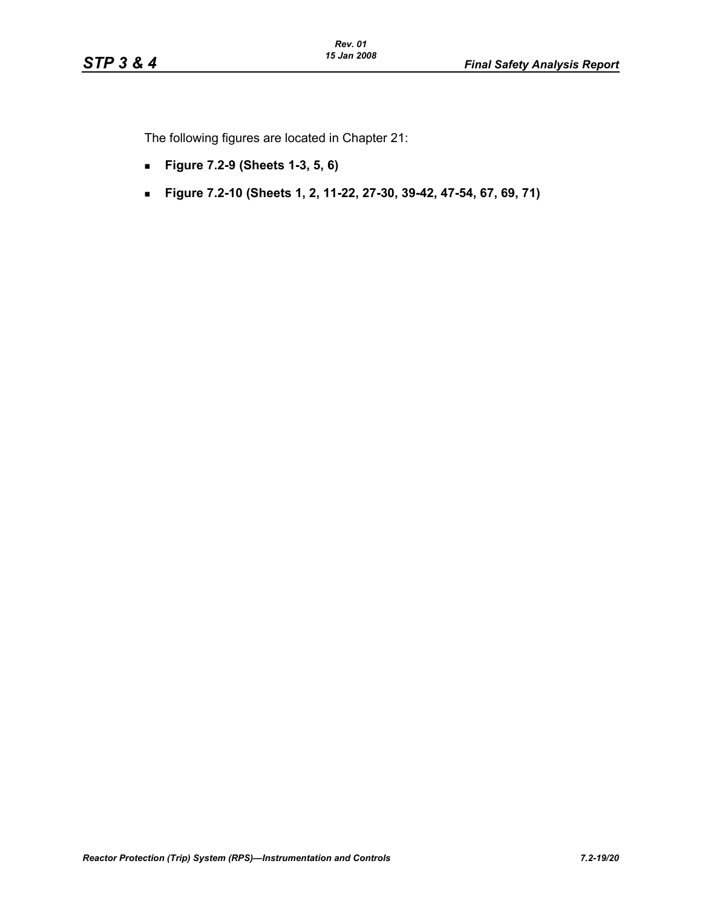The following figures are located in Chapter 21:

- **Figure 7.2-9 (Sheets 1-3, 5, 6)**
- **Figure 7.2-10 (Sheets 1, 2, 11-22, 27-30, 39-42, 47-54, 67, 69, 71)**